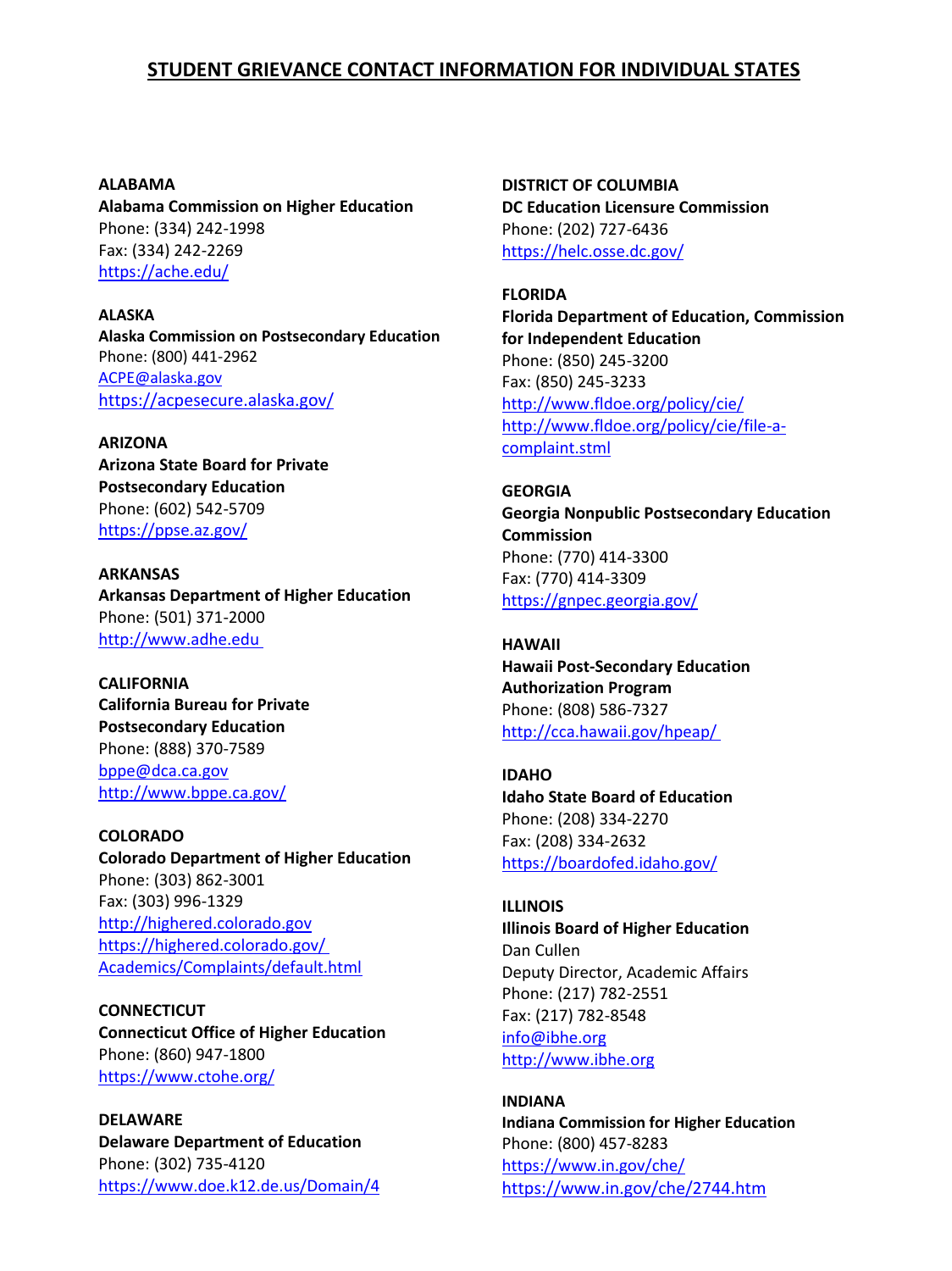# STUDENT GRIEVANCE CONTACT INFORMATION FOR INDIVIDUAL STATES

**ALABAMA**
**Alabama Commission on Higher Education**
Phone: (334) 242-1998
Fax: (334) 242-2269
https://ache.edu/

**ALASKA**
**Alaska Commission on Postsecondary Education**
Phone: (800) 441-2962
ACPE@alaska.gov
https://acpesecure.alaska.gov/

**ARIZONA**
**Arizona State Board for Private Postsecondary Education**
Phone: (602) 542-5709
https://ppse.az.gov/

**ARKANSAS**
**Arkansas Department of Higher Education**
Phone: (501) 371-2000
http://www.adhe.edu

**CALIFORNIA**
**California Bureau for Private Postsecondary Education**
Phone: (888) 370-7589
bppe@dca.ca.gov
http://www.bppe.ca.gov/

**COLORADO**
**Colorado Department of Higher Education**
Phone: (303) 862-3001
Fax: (303) 996-1329
http://highered.colorado.gov
https://highered.colorado.gov/Academics/Complaints/default.html

**CONNECTICUT**
**Connecticut Office of Higher Education**
Phone: (860) 947-1800
https://www.ctohe.org/

**DELAWARE**
**Delaware Department of Education**
Phone: (302) 735-4120
https://www.doe.k12.de.us/Domain/4

**DISTRICT OF COLUMBIA**
**DC Education Licensure Commission**
Phone: (202) 727-6436
https://helc.osse.dc.gov/

**FLORIDA**
**Florida Department of Education, Commission for Independent Education**
Phone: (850) 245-3200
Fax: (850) 245-3233
http://www.fldoe.org/policy/cie/
http://www.fldoe.org/policy/cie/file-a-complaint.stml

**GEORGIA**
**Georgia Nonpublic Postsecondary Education Commission**
Phone: (770) 414-3300
Fax: (770) 414-3309
https://gnpec.georgia.gov/

**HAWAII**
**Hawaii Post-Secondary Education Authorization Program**
Phone: (808) 586-7327
http://cca.hawaii.gov/hpeap/

**IDAHO**
**Idaho State Board of Education**
Phone: (208) 334-2270
Fax: (208) 334-2632
https://boardofed.idaho.gov/

**ILLINOIS**
**Illinois Board of Higher Education**
Dan Cullen
Deputy Director, Academic Affairs
Phone: (217) 782-2551
Fax: (217) 782-8548
info@ibhe.org
http://www.ibhe.org

**INDIANA**
**Indiana Commission for Higher Education**
Phone: (800) 457-8283
https://www.in.gov/che/
https://www.in.gov/che/2744.htm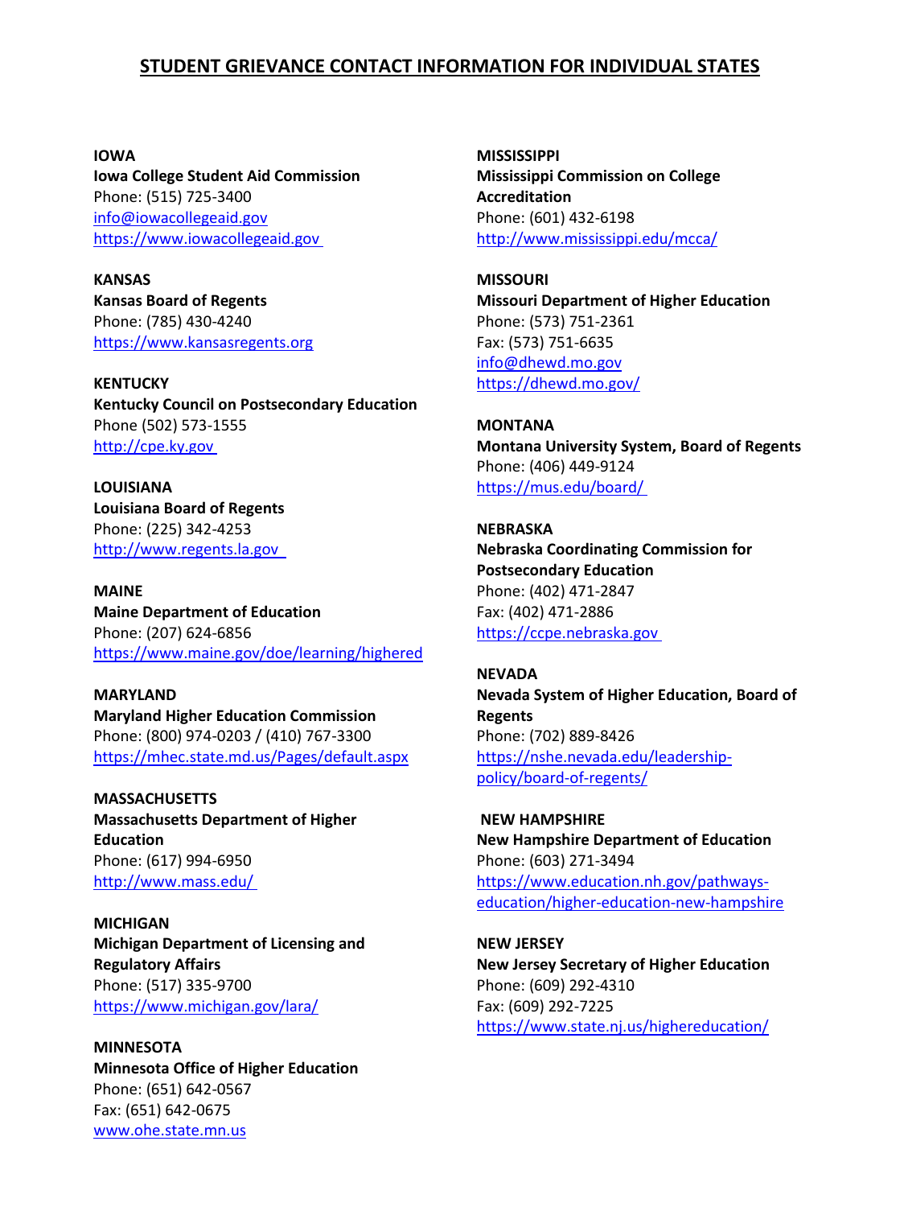## STUDENT GRIEVANCE CONTACT INFORMATION FOR INDIVIDUAL STATES

**IOWA**
**Iowa College Student Aid Commission**
Phone: (515) 725-3400
info@iowacollegeaid.gov
https://www.iowacollegeaid.gov

**KANSAS**
**Kansas Board of Regents**
Phone: (785) 430-4240
https://www.kansasregents.org

**KENTUCKY**
**Kentucky Council on Postsecondary Education**
Phone (502) 573-1555
http://cpe.ky.gov

**LOUISIANA**
**Louisiana Board of Regents**
Phone: (225) 342-4253
http://www.regents.la.gov

**MAINE**
**Maine Department of Education**
Phone: (207) 624-6856
https://www.maine.gov/doe/learning/highered

**MARYLAND**
**Maryland Higher Education Commission**
Phone: (800) 974-0203 / (410) 767-3300
https://mhec.state.md.us/Pages/default.aspx

**MASSACHUSETTS**
**Massachusetts Department of Higher Education**
Phone: (617) 994-6950
http://www.mass.edu/

**MICHIGAN**
**Michigan Department of Licensing and Regulatory Affairs**
Phone: (517) 335-9700
https://www.michigan.gov/lara/

**MINNESOTA**
**Minnesota Office of Higher Education**
Phone: (651) 642-0567
Fax: (651) 642-0675
www.ohe.state.mn.us

**MISSISSIPPI**
**Mississippi Commission on College Accreditation**
Phone: (601) 432-6198
http://www.mississippi.edu/mcca/

**MISSOURI**
**Missouri Department of Higher Education**
Phone: (573) 751-2361
Fax: (573) 751-6635
info@dhewd.mo.gov
https://dhewd.mo.gov/

**MONTANA**
**Montana University System, Board of Regents**
Phone: (406) 449-9124
https://mus.edu/board/

**NEBRASKA**
**Nebraska Coordinating Commission for Postsecondary Education**
Phone: (402) 471-2847
Fax: (402) 471-2886
https://ccpe.nebraska.gov

**NEVADA**
**Nevada System of Higher Education, Board of Regents**
Phone: (702) 889-8426
https://nshe.nevada.edu/leadership-policy/board-of-regents/

**NEW HAMPSHIRE**
**New Hampshire Department of Education**
Phone: (603) 271-3494
https://www.education.nh.gov/pathways-education/higher-education-new-hampshire

**NEW JERSEY**
**New Jersey Secretary of Higher Education**
Phone: (609) 292-4310
Fax: (609) 292-7225
https://www.state.nj.us/highereducation/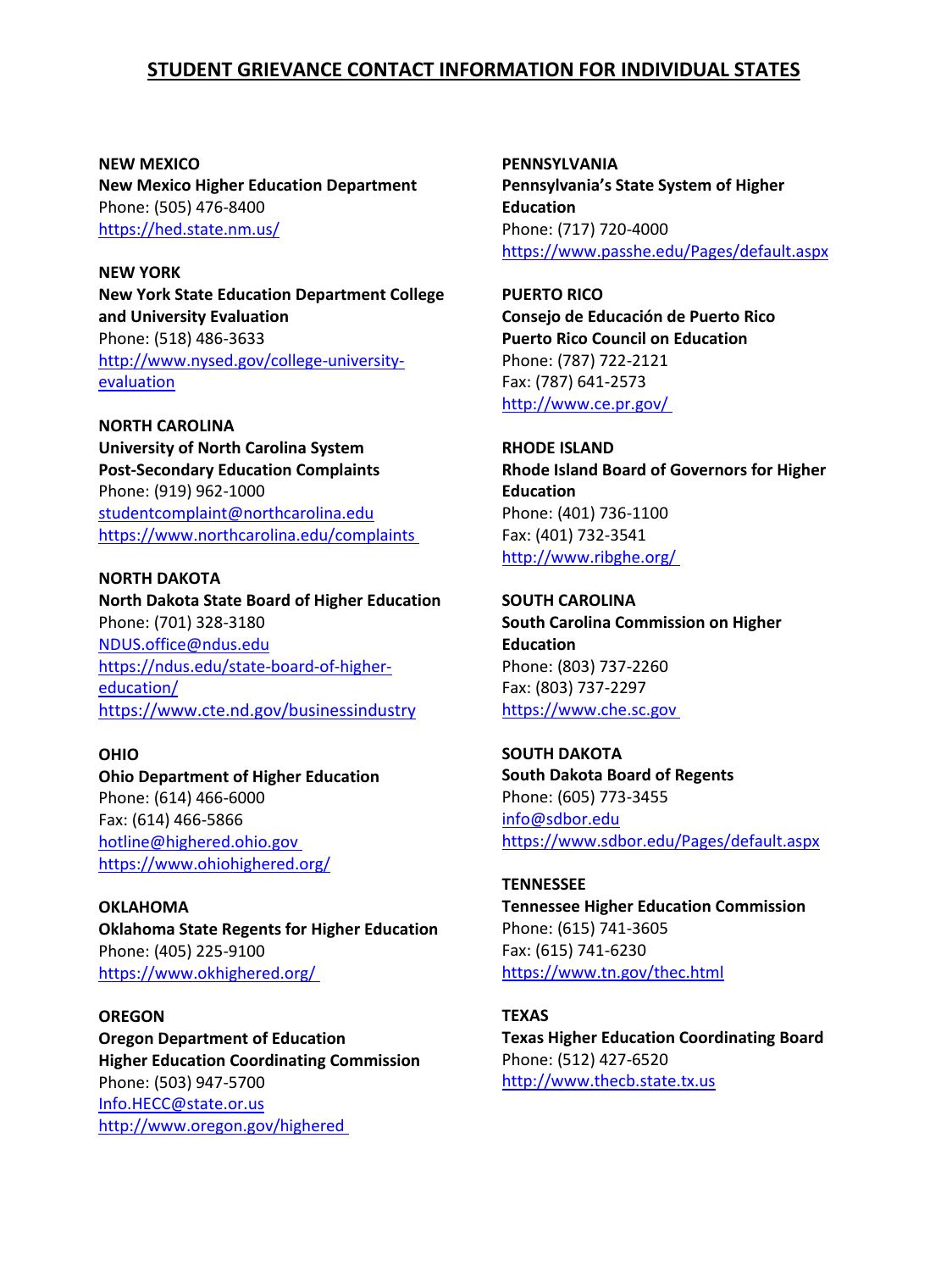## STUDENT GRIEVANCE CONTACT INFORMATION FOR INDIVIDUAL STATES

**NEW MEXICO**
**New Mexico Higher Education Department**
Phone: (505) 476-8400
https://hed.state.nm.us/

**NEW YORK**
**New York State Education Department College and University Evaluation**
Phone: (518) 486-3633
http://www.nysed.gov/college-university-evaluation

**NORTH CAROLINA**
**University of North Carolina System**
**Post-Secondary Education Complaints**
Phone: (919) 962-1000
studentcomplaint@northcarolina.edu
https://www.northcarolina.edu/complaints

**NORTH DAKOTA**
**North Dakota State Board of Higher Education**
Phone: (701) 328-3180
NDUS.office@ndus.edu
https://ndus.edu/state-board-of-higher-education/
https://www.cte.nd.gov/businessindustry

**OHIO**
**Ohio Department of Higher Education**
Phone: (614) 466-6000
Fax: (614) 466-5866
hotline@highered.ohio.gov
https://www.ohiohighered.org/

**OKLAHOMA**
**Oklahoma State Regents for Higher Education**
Phone: (405) 225-9100
https://www.okhighered.org/

**OREGON**
**Oregon Department of Education**
**Higher Education Coordinating Commission**
Phone: (503) 947-5700
Info.HECC@state.or.us
http://www.oregon.gov/highered

**PENNSYLVANIA**
**Pennsylvania's State System of Higher Education**
Phone: (717) 720-4000
https://www.passhe.edu/Pages/default.aspx

**PUERTO RICO**
**Consejo de Educación de Puerto Rico**
**Puerto Rico Council on Education**
Phone: (787) 722-2121
Fax: (787) 641-2573
http://www.ce.pr.gov/

**RHODE ISLAND**
**Rhode Island Board of Governors for Higher Education**
Phone: (401) 736-1100
Fax: (401) 732-3541
http://www.ribghe.org/

**SOUTH CAROLINA**
**South Carolina Commission on Higher Education**
Phone: (803) 737-2260
Fax: (803) 737-2297
https://www.che.sc.gov

**SOUTH DAKOTA**
**South Dakota Board of Regents**
Phone: (605) 773-3455
info@sdbor.edu
https://www.sdbor.edu/Pages/default.aspx

**TENNESSEE**
**Tennessee Higher Education Commission**
Phone: (615) 741-3605
Fax: (615) 741-6230
https://www.tn.gov/thec.html

**TEXAS**
**Texas Higher Education Coordinating Board**
Phone: (512) 427-6520
http://www.thecb.state.tx.us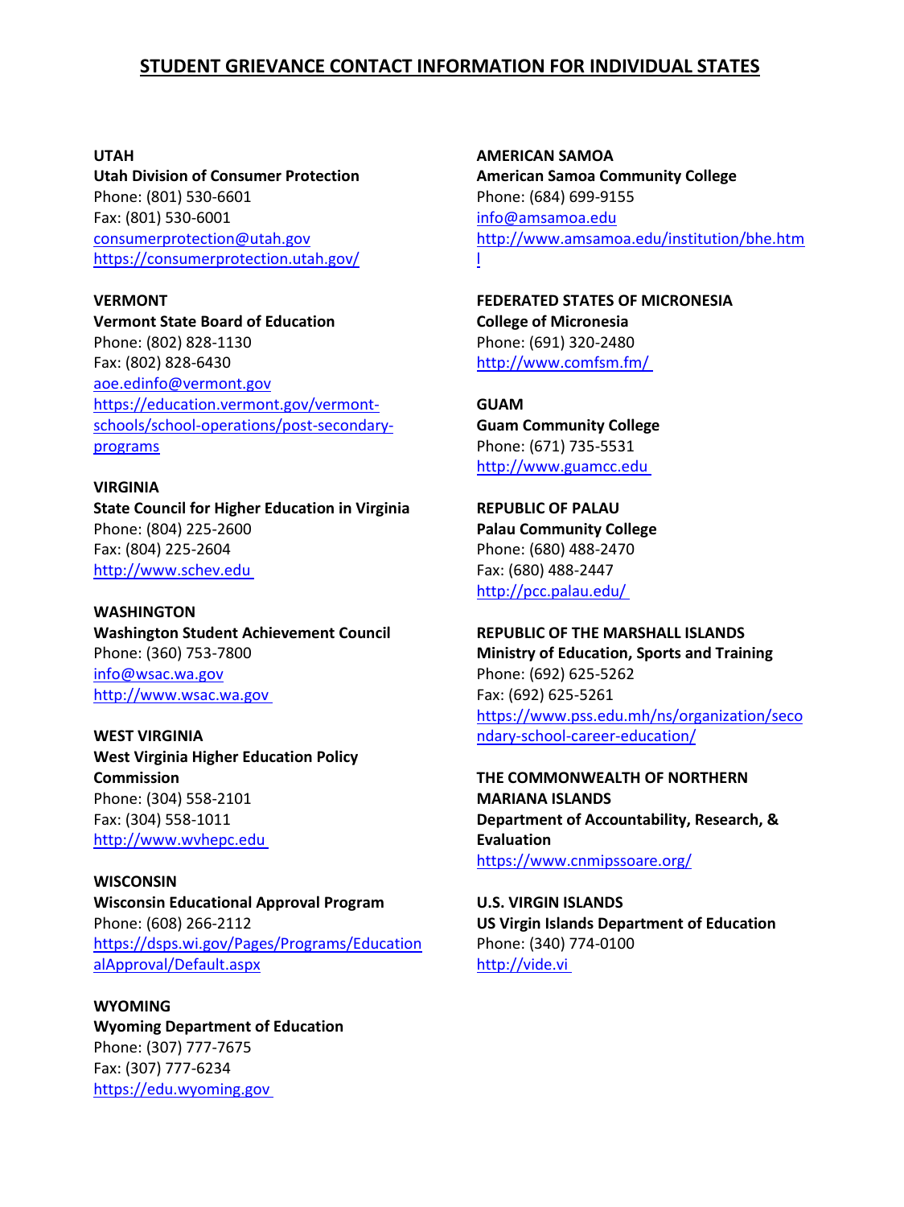## STUDENT GRIEVANCE CONTACT INFORMATION FOR INDIVIDUAL STATES

**UTAH**
**Utah Division of Consumer Protection**
Phone: (801) 530-6601
Fax: (801) 530-6001
consumerprotection@utah.gov
https://consumerprotection.utah.gov/

**VERMONT**
**Vermont State Board of Education**
Phone: (802) 828-1130
Fax: (802) 828-6430
aoe.edinfo@vermont.gov
https://education.vermont.gov/vermont-schools/school-operations/post-secondary-programs

**VIRGINIA**
**State Council for Higher Education in Virginia**
Phone: (804) 225-2600
Fax: (804) 225-2604
http://www.schev.edu

**WASHINGTON**
**Washington Student Achievement Council**
Phone: (360) 753-7800
info@wsac.wa.gov
http://www.wsac.wa.gov

**WEST VIRGINIA**
**West Virginia Higher Education Policy Commission**
Phone: (304) 558-2101
Fax: (304) 558-1011
http://www.wvhepc.edu

**WISCONSIN**
**Wisconsin Educational Approval Program**
Phone: (608) 266-2112
https://dsps.wi.gov/Pages/Programs/EducationalApproval/Default.aspx

**WYOMING**
**Wyoming Department of Education**
Phone: (307) 777-7675
Fax: (307) 777-6234
https://edu.wyoming.gov

**AMERICAN SAMOA**
**American Samoa Community College**
Phone: (684) 699-9155
info@amsamoa.edu
http://www.amsamoa.edu/institution/bhe.html

**FEDERATED STATES OF MICRONESIA**
**College of Micronesia**
Phone: (691) 320-2480
http://www.comfsm.fm/

**GUAM**
**Guam Community College**
Phone: (671) 735-5531
http://www.guamcc.edu

**REPUBLIC OF PALAU**
**Palau Community College**
Phone: (680) 488-2470
Fax: (680) 488-2447
http://pcc.palau.edu/

**REPUBLIC OF THE MARSHALL ISLANDS**
**Ministry of Education, Sports and Training**
Phone: (692) 625-5262
Fax: (692) 625-5261
https://www.pss.edu.mh/ns/organization/secondary-school-career-education/

**THE COMMONWEALTH OF NORTHERN MARIANA ISLANDS**
**Department of Accountability, Research, & Evaluation**
https://www.cnmipssoare.org/

**U.S. VIRGIN ISLANDS**
**US Virgin Islands Department of Education**
Phone: (340) 774-0100
http://vide.vi